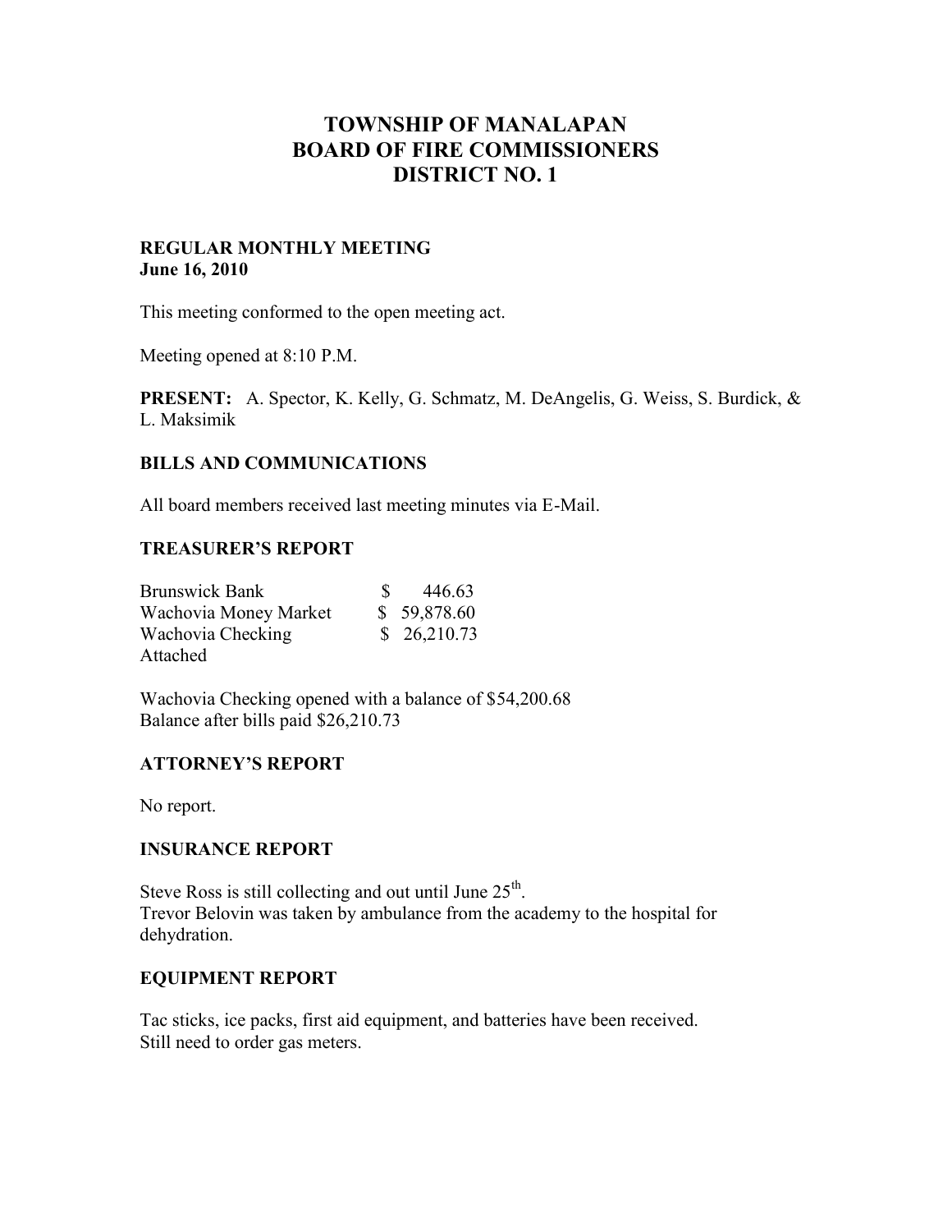# TOWNSHIP OF MANALAPAN
# BOARD OF FIRE COMMISSIONERS
# DISTRICT NO. 1

**REGULAR MONTHLY MEETING**
**June 16, 2010**

This meeting conformed to the open meeting act.

Meeting opened at 8:10 P.M.

**PRESENT:** A. Spector, K. Kelly, G. Schmatz, M. DeAngelis, G. Weiss, S. Burdick, & L. Maksimik

## BILLS AND COMMUNICATIONS

All board members received last meeting minutes via E-Mail.

## TREASURER'S REPORT

| | |
|---|---|
| Brunswick Bank | $ 446.63 |
| Wachovia Money Market | $ 59,878.60 |
| Wachovia Checking | $ 26,210.73 |

Attached

Wachovia Checking opened with a balance of $54,200.68
Balance after bills paid $26,210.73

## ATTORNEY'S REPORT

No report.

## INSURANCE REPORT

Steve Ross is still collecting and out until June 25th.
Trevor Belovin was taken by ambulance from the academy to the hospital for dehydration.

## EQUIPMENT REPORT

Tac sticks, ice packs, first aid equipment, and batteries have been received.
Still need to order gas meters.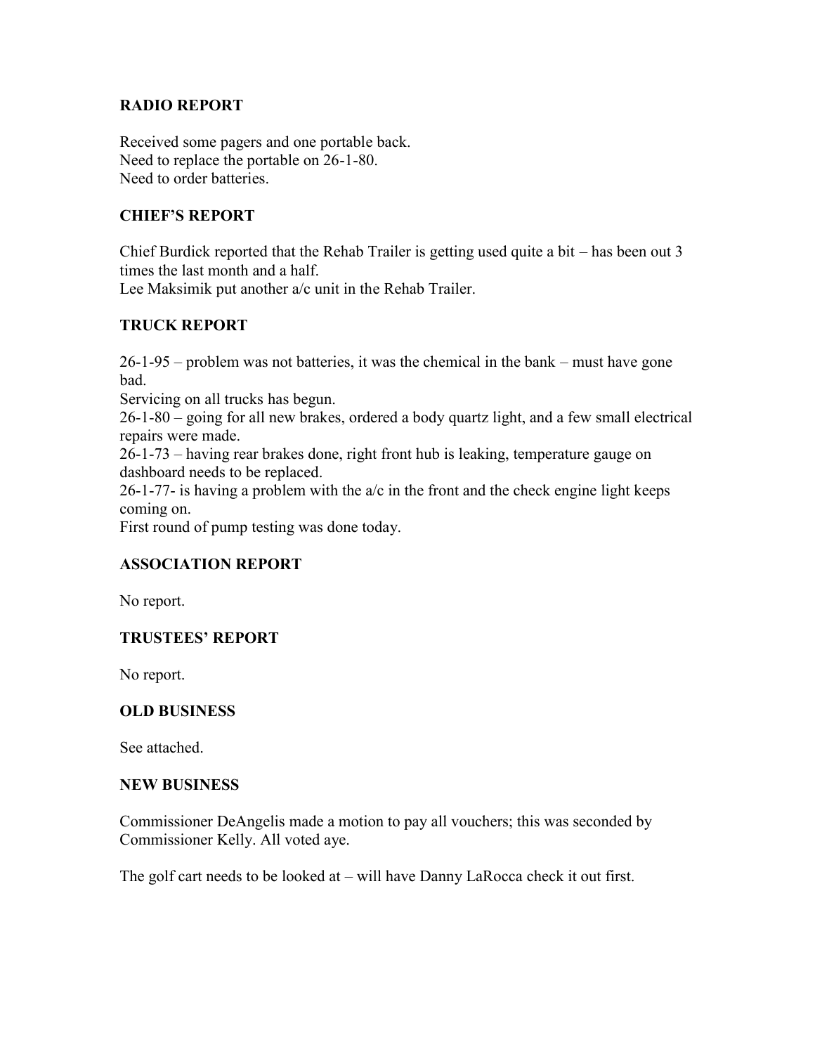## RADIO REPORT

Received some pagers and one portable back.
Need to replace the portable on 26-1-80.
Need to order batteries.

## CHIEF'S REPORT

Chief Burdick reported that the Rehab Trailer is getting used quite a bit – has been out 3 times the last month and a half.
Lee Maksimik put another a/c unit in the Rehab Trailer.

## TRUCK REPORT

26-1-95 – problem was not batteries, it was the chemical in the bank – must have gone bad.
Servicing on all trucks has begun.
26-1-80 – going for all new brakes, ordered a body quartz light, and a few small electrical repairs were made.
26-1-73 – having rear brakes done, right front hub is leaking, temperature gauge on dashboard needs to be replaced.
26-1-77- is having a problem with the a/c in the front and the check engine light keeps coming on.
First round of pump testing was done today.

## ASSOCIATION REPORT

No report.

## TRUSTEES' REPORT

No report.

## OLD BUSINESS

See attached.

## NEW BUSINESS

Commissioner DeAngelis made a motion to pay all vouchers; this was seconded by Commissioner Kelly. All voted aye.

The golf cart needs to be looked at – will have Danny LaRocca check it out first.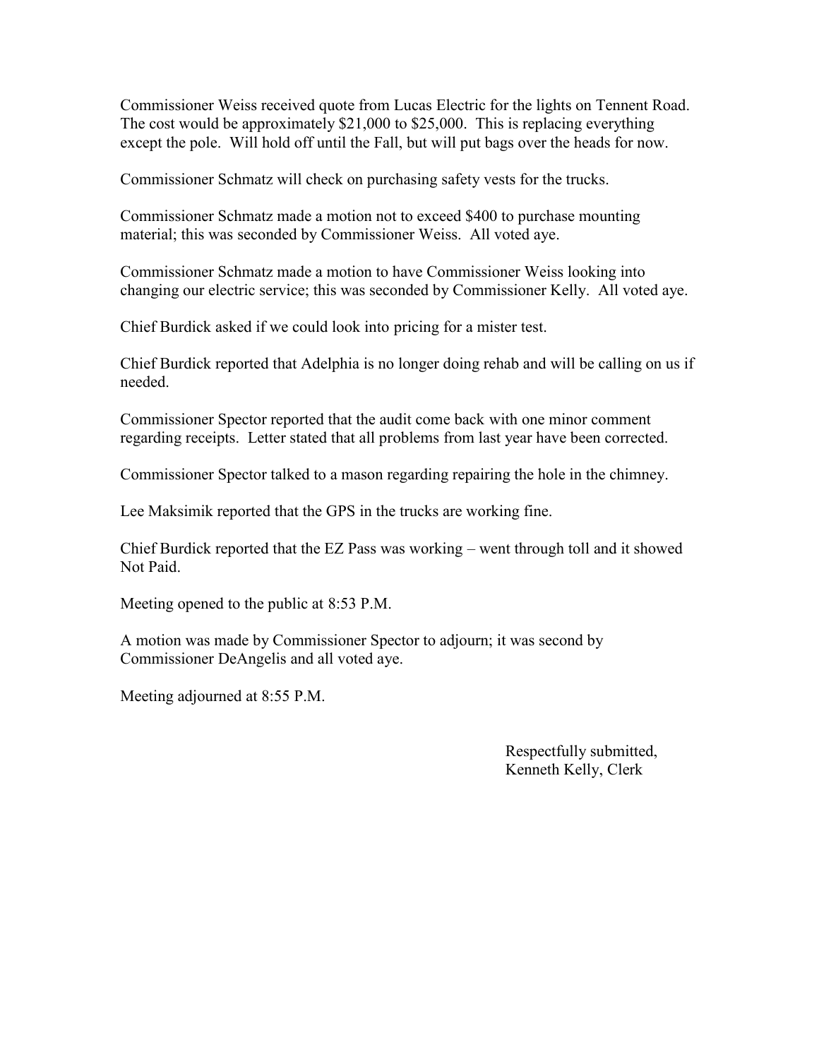Commissioner Weiss received quote from Lucas Electric for the lights on Tennent Road. The cost would be approximately $21,000 to $25,000. This is replacing everything except the pole. Will hold off until the Fall, but will put bags over the heads for now.

Commissioner Schmatz will check on purchasing safety vests for the trucks.

Commissioner Schmatz made a motion not to exceed $400 to purchase mounting material; this was seconded by Commissioner Weiss. All voted aye.

Commissioner Schmatz made a motion to have Commissioner Weiss looking into changing our electric service; this was seconded by Commissioner Kelly. All voted aye.

Chief Burdick asked if we could look into pricing for a mister test.

Chief Burdick reported that Adelphia is no longer doing rehab and will be calling on us if needed.

Commissioner Spector reported that the audit come back with one minor comment regarding receipts. Letter stated that all problems from last year have been corrected.

Commissioner Spector talked to a mason regarding repairing the hole in the chimney.

Lee Maksimik reported that the GPS in the trucks are working fine.

Chief Burdick reported that the EZ Pass was working – went through toll and it showed Not Paid.

Meeting opened to the public at 8:53 P.M.

A motion was made by Commissioner Spector to adjourn; it was second by Commissioner DeAngelis and all voted aye.

Meeting adjourned at 8:55 P.M.

Respectfully submitted,
Kenneth Kelly, Clerk